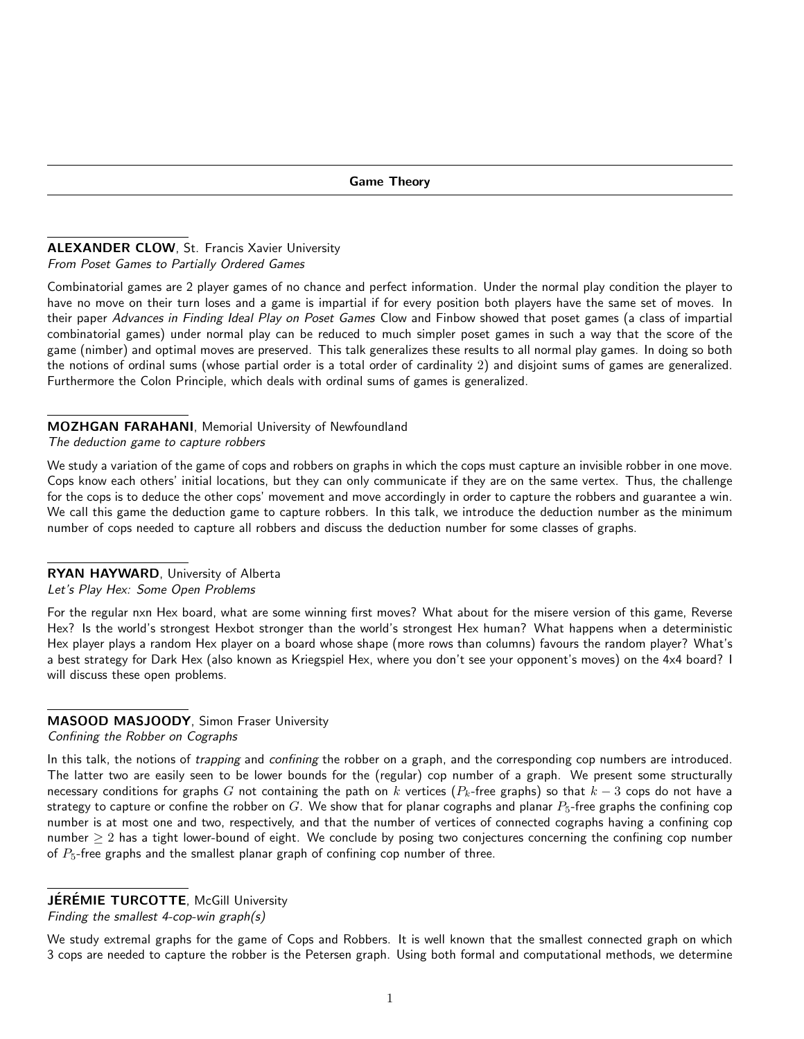## Game Theory

**ALEXANDER CLOW**, St. Francis Xavier University
*From Poset Games to Partially Ordered Games*

Combinatorial games are 2 player games of no chance and perfect information. Under the normal play condition the player to have no move on their turn loses and a game is impartial if for every position both players have the same set of moves. In their paper *Advances in Finding Ideal Play on Poset Games* Clow and Finbow showed that poset games (a class of impartial combinatorial games) under normal play can be reduced to much simpler poset games in such a way that the score of the game (nimber) and optimal moves are preserved. This talk generalizes these results to all normal play games. In doing so both the notions of ordinal sums (whose partial order is a total order of cardinality $2$) and disjoint sums of games are generalized. Furthermore the Colon Principle, which deals with ordinal sums of games is generalized.

**MOZHGAN FARAHANI**, Memorial University of Newfoundland
*The deduction game to capture robbers*

We study a variation of the game of cops and robbers on graphs in which the cops must capture an invisible robber in one move. Cops know each others' initial locations, but they can only communicate if they are on the same vertex. Thus, the challenge for the cops is to deduce the other cops' movement and move accordingly in order to capture the robbers and guarantee a win. We call this game the deduction game to capture robbers. In this talk, we introduce the deduction number as the minimum number of cops needed to capture all robbers and discuss the deduction number for some classes of graphs.

**RYAN HAYWARD**, University of Alberta
*Let's Play Hex: Some Open Problems*

For the regular nxn Hex board, what are some winning first moves? What about for the misere version of this game, Reverse Hex? Is the world's strongest Hexbot stronger than the world's strongest Hex human? What happens when a deterministic Hex player plays a random Hex player on a board whose shape (more rows than columns) favours the random player? What's a best strategy for Dark Hex (also known as Kriegspiel Hex, where you don't see your opponent's moves) on the 4x4 board? I will discuss these open problems.

**MASOOD MASJOODY**, Simon Fraser University
*Confining the Robber on Cographs*

In this talk, the notions of *trapping* and *confining* the robber on a graph, and the corresponding cop numbers are introduced. The latter two are easily seen to be lower bounds for the (regular) cop number of a graph. We present some structurally necessary conditions for graphs $G$ not containing the path on $k$ vertices ($P_k$-free graphs) so that $k-3$ cops do not have a strategy to capture or confine the robber on $G$. We show that for planar cographs and planar $P_5$-free graphs the confining cop number is at most one and two, respectively, and that the number of vertices of connected cographs having a confining cop number $\geq 2$ has a tight lower-bound of eight. We conclude by posing two conjectures concerning the confining cop number of $P_5$-free graphs and the smallest planar graph of confining cop number of three.

**JÉRÉMIE TURCOTTE**, McGill University
*Finding the smallest 4-cop-win graph(s)*

We study extremal graphs for the game of Cops and Robbers. It is well known that the smallest connected graph on which 3 cops are needed to capture the robber is the Petersen graph. Using both formal and computational methods, we determine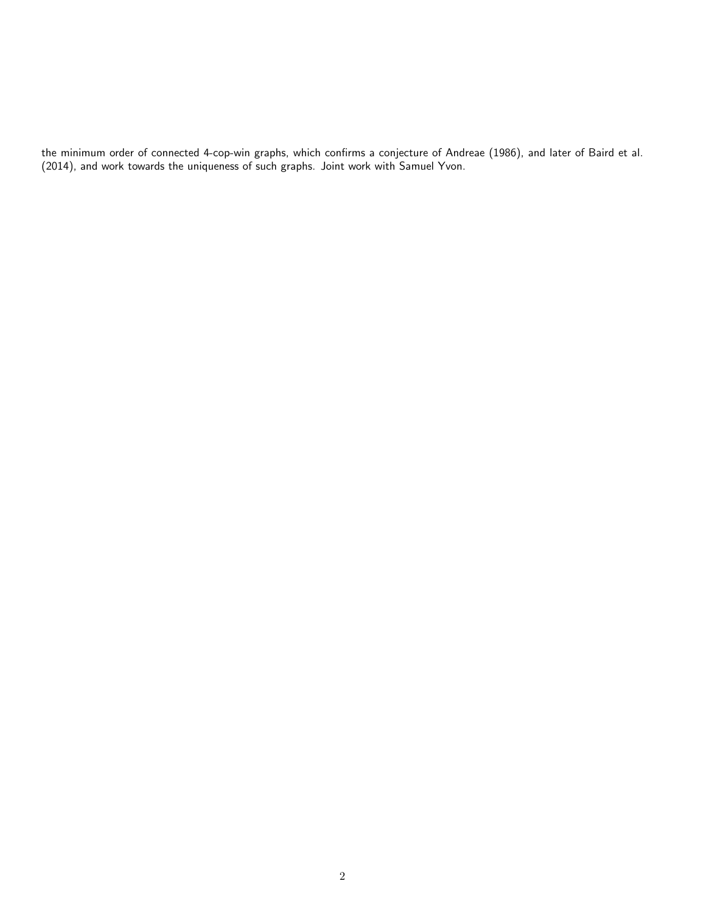the minimum order of connected 4-cop-win graphs, which confirms a conjecture of Andreae (1986), and later of Baird et al. (2014), and work towards the uniqueness of such graphs. Joint work with Samuel Yvon.